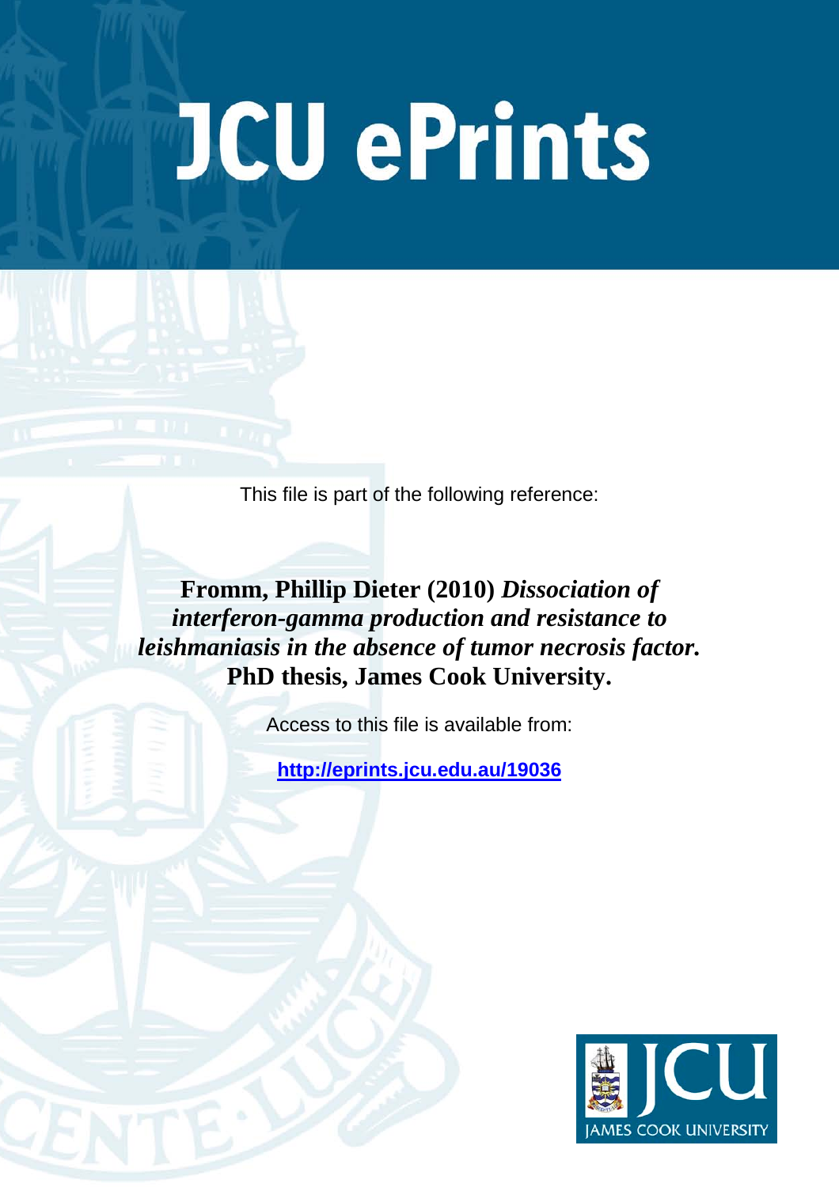# JCU ePrints

This file is part of the following reference:

**Fromm, Phillip Dieter (2010)** ***Dissociation of interferon-gamma production and resistance to leishmaniasis in the absence of tumor necrosis factor.*** **PhD thesis, James Cook University.**

Access to this file is available from:

**http://eprints.jcu.edu.au/19036**

JAMES COOK UNIVERSITY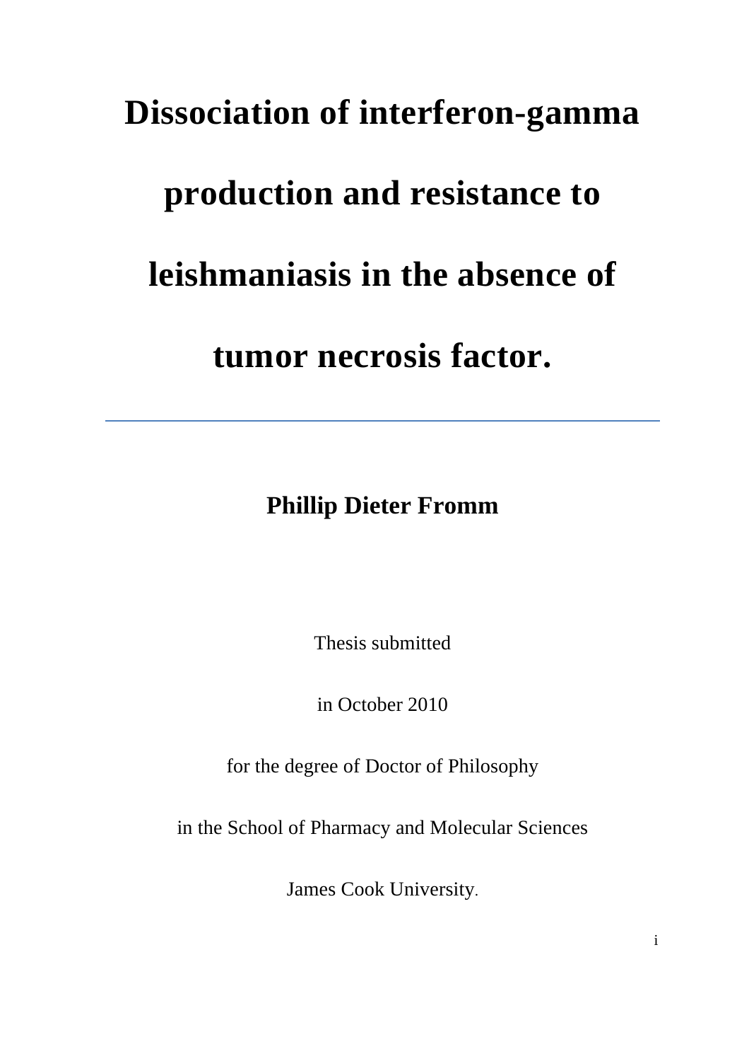# Dissociation of interferon-gamma production and resistance to leishmaniasis in the absence of tumor necrosis factor.

---

**Phillip Dieter Fromm**

Thesis submitted

in October 2010

for the degree of Doctor of Philosophy

in the School of Pharmacy and Molecular Sciences

James Cook University.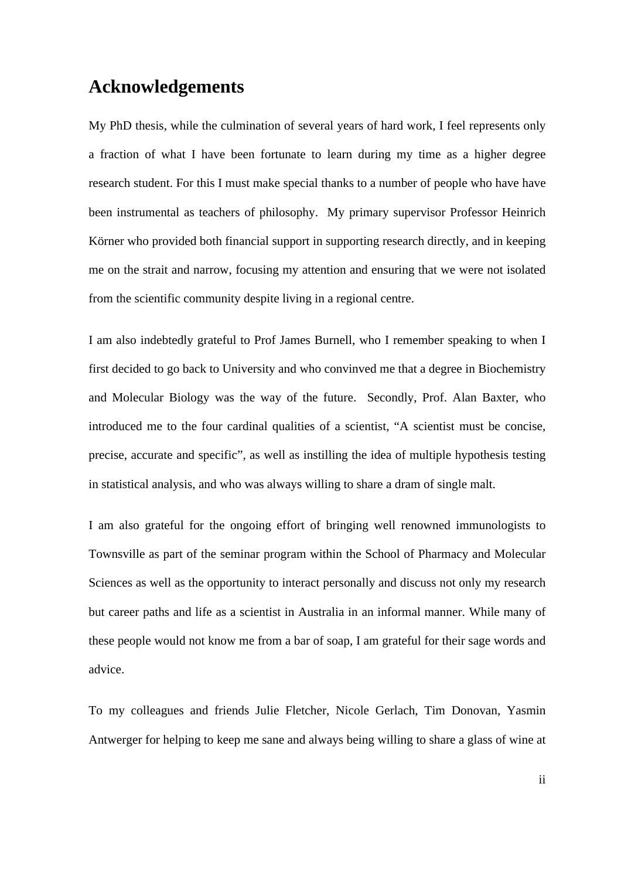# Acknowledgements

My PhD thesis, while the culmination of several years of hard work, I feel represents only a fraction of what I have been fortunate to learn during my time as a higher degree research student. For this I must make special thanks to a number of people who have have been instrumental as teachers of philosophy. My primary supervisor Professor Heinrich Körner who provided both financial support in supporting research directly, and in keeping me on the strait and narrow, focusing my attention and ensuring that we were not isolated from the scientific community despite living in a regional centre.

I am also indebtedly grateful to Prof James Burnell, who I remember speaking to when I first decided to go back to University and who convinved me that a degree in Biochemistry and Molecular Biology was the way of the future. Secondly, Prof. Alan Baxter, who introduced me to the four cardinal qualities of a scientist, "A scientist must be concise, precise, accurate and specific", as well as instilling the idea of multiple hypothesis testing in statistical analysis, and who was always willing to share a dram of single malt.

I am also grateful for the ongoing effort of bringing well renowned immunologists to Townsville as part of the seminar program within the School of Pharmacy and Molecular Sciences as well as the opportunity to interact personally and discuss not only my research but career paths and life as a scientist in Australia in an informal manner. While many of these people would not know me from a bar of soap, I am grateful for their sage words and advice.

To my colleagues and friends Julie Fletcher, Nicole Gerlach, Tim Donovan, Yasmin Antwerger for helping to keep me sane and always being willing to share a glass of wine at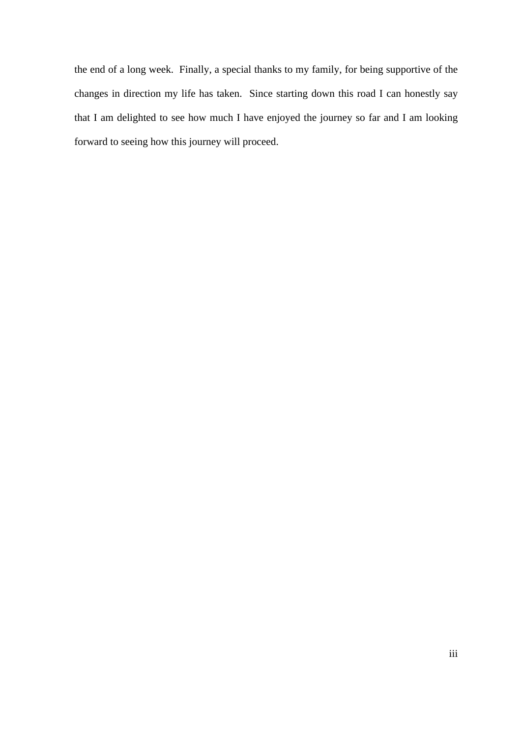the end of a long week. Finally, a special thanks to my family, for being supportive of the changes in direction my life has taken. Since starting down this road I can honestly say that I am delighted to see how much I have enjoyed the journey so far and I am looking forward to seeing how this journey will proceed.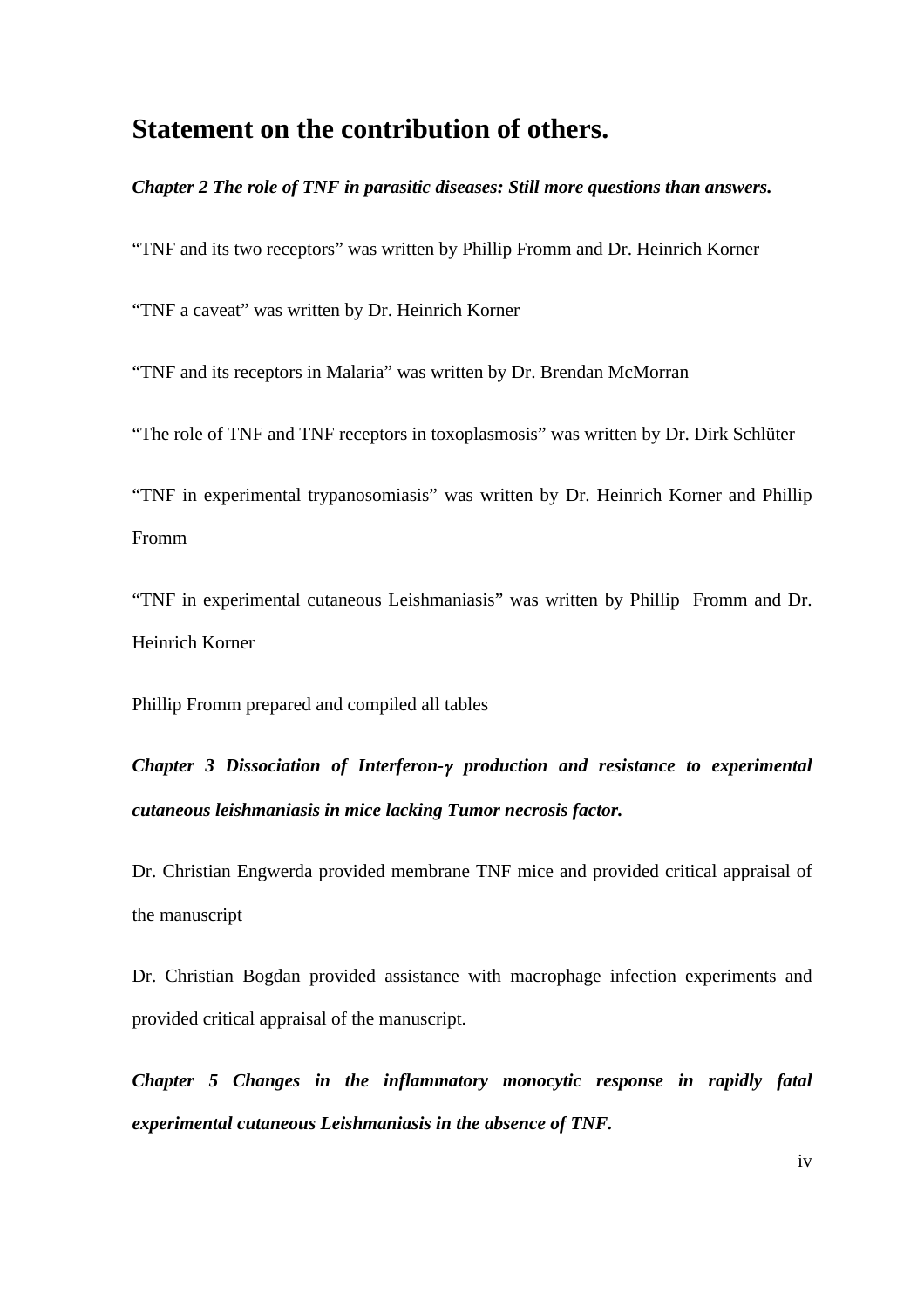# Statement on the contribution of others.

***Chapter 2 The role of TNF in parasitic diseases: Still more questions than answers.***

"TNF and its two receptors" was written by Phillip Fromm and Dr. Heinrich Korner

"TNF a caveat" was written by Dr. Heinrich Korner

"TNF and its receptors in Malaria" was written by Dr. Brendan McMorran

"The role of TNF and TNF receptors in toxoplasmosis" was written by Dr. Dirk Schlüter

"TNF in experimental trypanosomiasis" was written by Dr. Heinrich Korner and Phillip Fromm

"TNF in experimental cutaneous Leishmaniasis" was written by Phillip Fromm and Dr. Heinrich Korner

Phillip Fromm prepared and compiled all tables

***Chapter 3 Dissociation of Interferon-γ production and resistance to experimental cutaneous leishmaniasis in mice lacking Tumor necrosis factor.***

Dr. Christian Engwerda provided membrane TNF mice and provided critical appraisal of the manuscript

Dr. Christian Bogdan provided assistance with macrophage infection experiments and provided critical appraisal of the manuscript.

***Chapter 5 Changes in the inflammatory monocytic response in rapidly fatal experimental cutaneous Leishmaniasis in the absence of TNF.***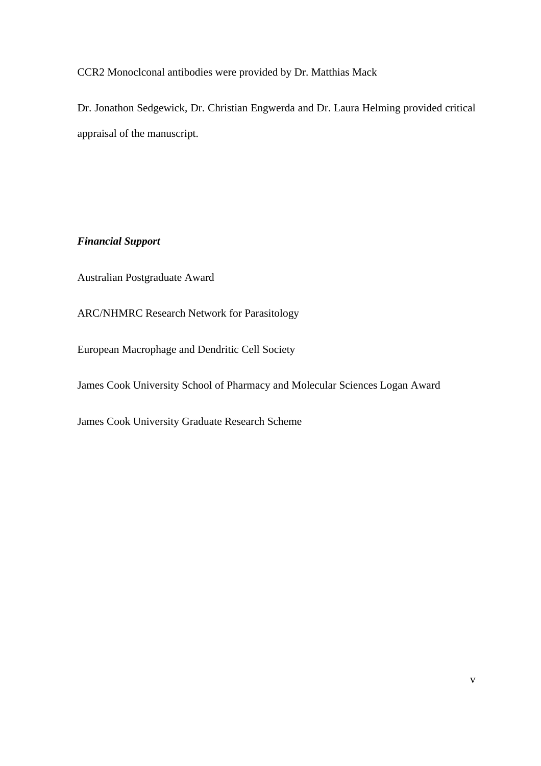CCR2 Monoclconal antibodies were provided by Dr. Matthias Mack

Dr. Jonathon Sedgewick, Dr. Christian Engwerda and Dr. Laura Helming provided critical appraisal of the manuscript.

***Financial Support***

Australian Postgraduate Award

ARC/NHMRC Research Network for Parasitology

European Macrophage and Dendritic Cell Society

James Cook University School of Pharmacy and Molecular Sciences Logan Award

James Cook University Graduate Research Scheme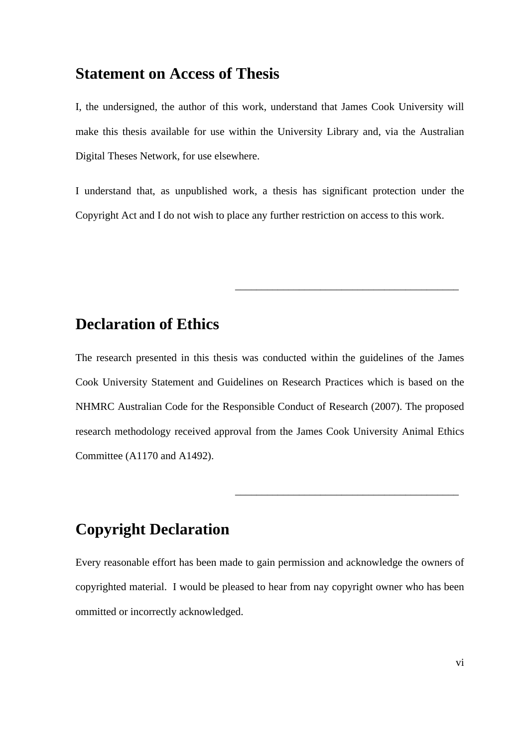## Statement on Access of Thesis

I, the undersigned, the author of this work, understand that James Cook University will make this thesis available for use within the University Library and, via the Australian Digital Theses Network, for use elsewhere.

I understand that, as unpublished work, a thesis has significant protection under the Copyright Act and I do not wish to place any further restriction on access to this work.

\_\_\_\_\_\_\_\_\_\_\_\_\_\_\_\_\_\_\_\_\_\_\_\_\_\_\_\_\_\_\_\_\_\_\_\_\_\_\_\_\_\_\_\_\_\_

## Declaration of Ethics

The research presented in this thesis was conducted within the guidelines of the James Cook University Statement and Guidelines on Research Practices which is based on the NHMRC Australian Code for the Responsible Conduct of Research (2007). The proposed research methodology received approval from the James Cook University Animal Ethics Committee (A1170 and A1492).

\_\_\_\_\_\_\_\_\_\_\_\_\_\_\_\_\_\_\_\_\_\_\_\_\_\_\_\_\_\_\_\_\_\_\_\_\_\_\_\_\_\_\_\_\_\_

## Copyright Declaration

Every reasonable effort has been made to gain permission and acknowledge the owners of copyrighted material. I would be pleased to hear from nay copyright owner who has been ommitted or incorrectly acknowledged.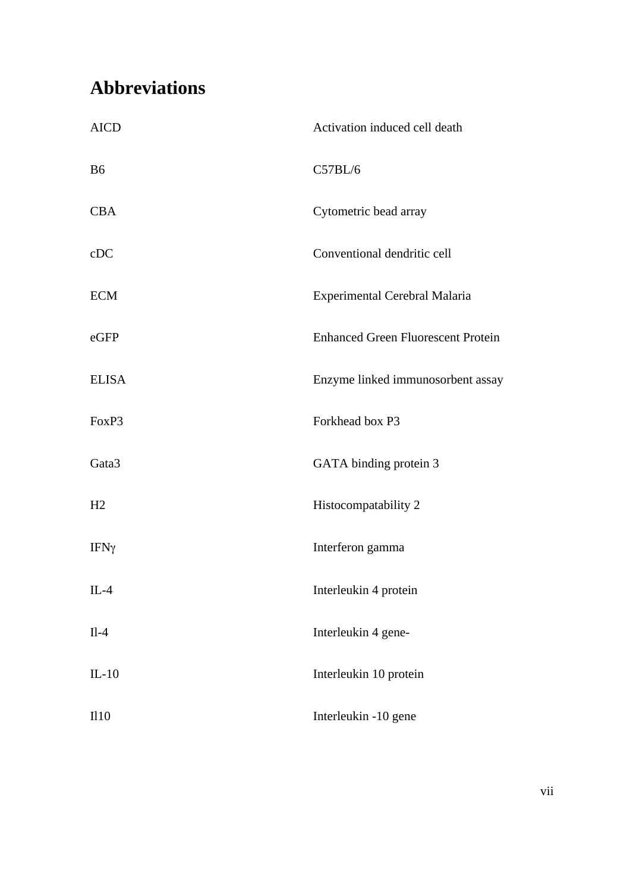# Abbreviations

| | |
|---|---|
| AICD | Activation induced cell death |
| B6 | C57BL/6 |
| CBA | Cytometric bead array |
| cDC | Conventional dendritic cell |
| ECM | Experimental Cerebral Malaria |
| eGFP | Enhanced Green Fluorescent Protein |
| ELISA | Enzyme linked immunosorbent assay |
| FoxP3 | Forkhead box P3 |
| Gata3 | GATA binding protein 3 |
| H2 | Histocompatability 2 |
| IFNγ | Interferon gamma |
| IL-4 | Interleukin 4 protein |
| Il-4 | Interleukin 4 gene- |
| IL-10 | Interleukin 10 protein |
| Il10 | Interleukin -10 gene |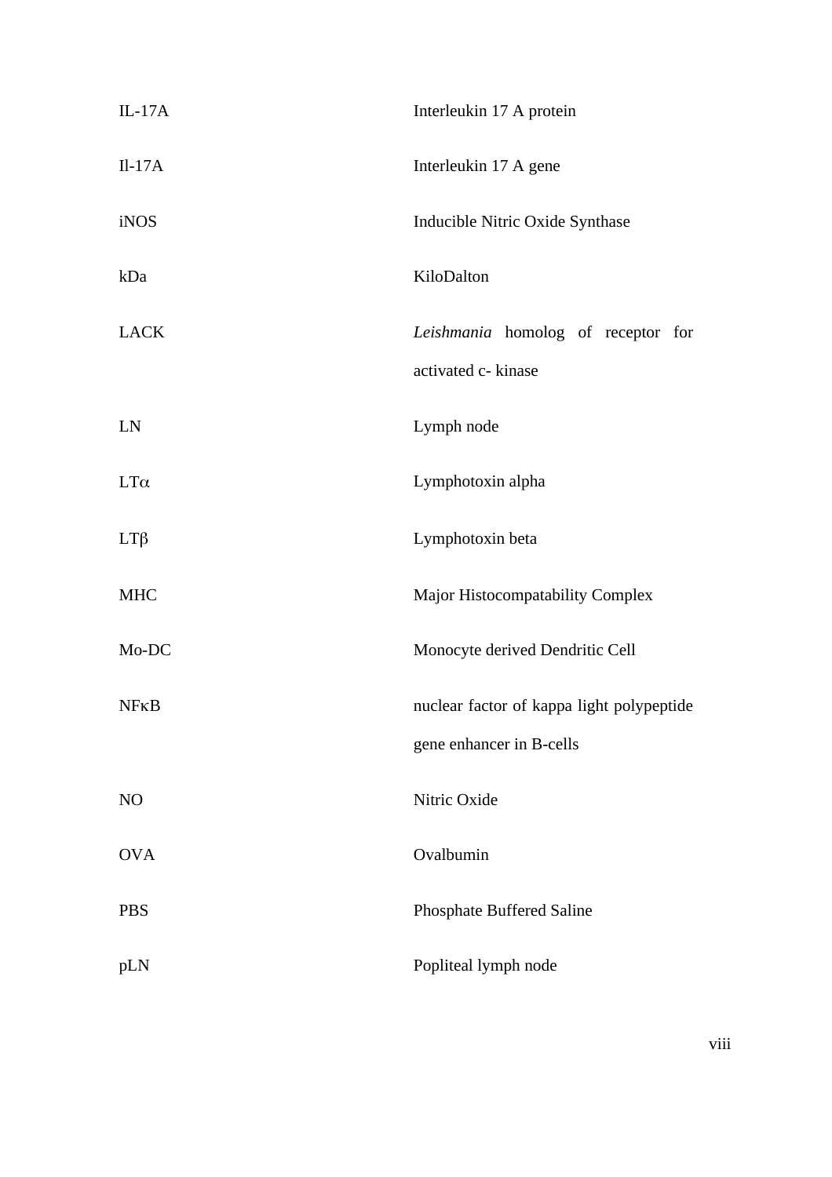| | |
|---|---|
| IL-17A | Interleukin 17 A protein |
| Il-17A | Interleukin 17 A gene |
| iNOS | Inducible Nitric Oxide Synthase |
| kDa | KiloDalton |
| LACK | *Leishmania* homolog of receptor for activated c- kinase |
| LN | Lymph node |
| LTα | Lymphotoxin alpha |
| LTβ | Lymphotoxin beta |
| MHC | Major Histocompatability Complex |
| Mo-DC | Monocyte derived Dendritic Cell |
| NFκB | nuclear factor of kappa light polypeptide gene enhancer in B-cells |
| NO | Nitric Oxide |
| OVA | Ovalbumin |
| PBS | Phosphate Buffered Saline |
| pLN | Popliteal lymph node |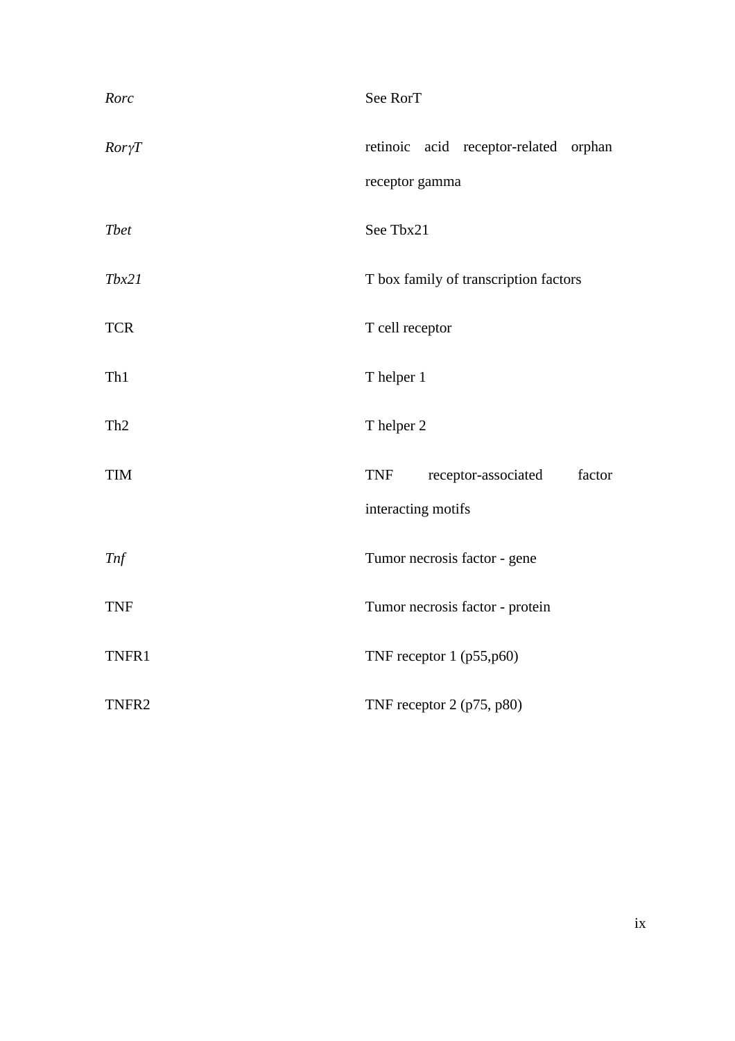| | |
|---|---|
| *Rorc* | See RorT |
| *RorγT* | retinoic acid receptor-related orphan receptor gamma |
| *Tbet* | See Tbx21 |
| *Tbx21* | T box family of transcription factors |
| TCR | T cell receptor |
| Th1 | T helper 1 |
| Th2 | T helper 2 |
| TIM | TNF receptor-associated factor interacting motifs |
| *Tnf* | Tumor necrosis factor - gene |
| TNF | Tumor necrosis factor - protein |
| TNFR1 | TNF receptor 1 (p55,p60) |
| TNFR2 | TNF receptor 2 (p75, p80) |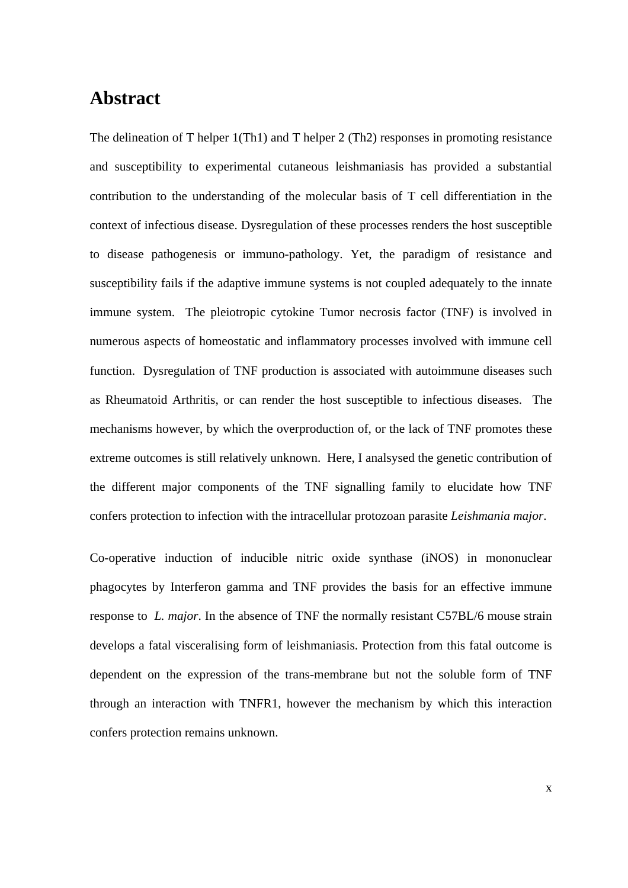# Abstract

The delineation of T helper 1(Th1) and T helper 2 (Th2) responses in promoting resistance and susceptibility to experimental cutaneous leishmaniasis has provided a substantial contribution to the understanding of the molecular basis of T cell differentiation in the context of infectious disease. Dysregulation of these processes renders the host susceptible to disease pathogenesis or immuno-pathology. Yet, the paradigm of resistance and susceptibility fails if the adaptive immune systems is not coupled adequately to the innate immune system. The pleiotropic cytokine Tumor necrosis factor (TNF) is involved in numerous aspects of homeostatic and inflammatory processes involved with immune cell function. Dysregulation of TNF production is associated with autoimmune diseases such as Rheumatoid Arthritis, or can render the host susceptible to infectious diseases. The mechanisms however, by which the overproduction of, or the lack of TNF promotes these extreme outcomes is still relatively unknown. Here, I analsysed the genetic contribution of the different major components of the TNF signalling family to elucidate how TNF confers protection to infection with the intracellular protozoan parasite *Leishmania major*.

Co-operative induction of inducible nitric oxide synthase (iNOS) in mononuclear phagocytes by Interferon gamma and TNF provides the basis for an effective immune response to *L. major*. In the absence of TNF the normally resistant C57BL/6 mouse strain develops a fatal visceralising form of leishmaniasis. Protection from this fatal outcome is dependent on the expression of the trans-membrane but not the soluble form of TNF through an interaction with TNFR1, however the mechanism by which this interaction confers protection remains unknown.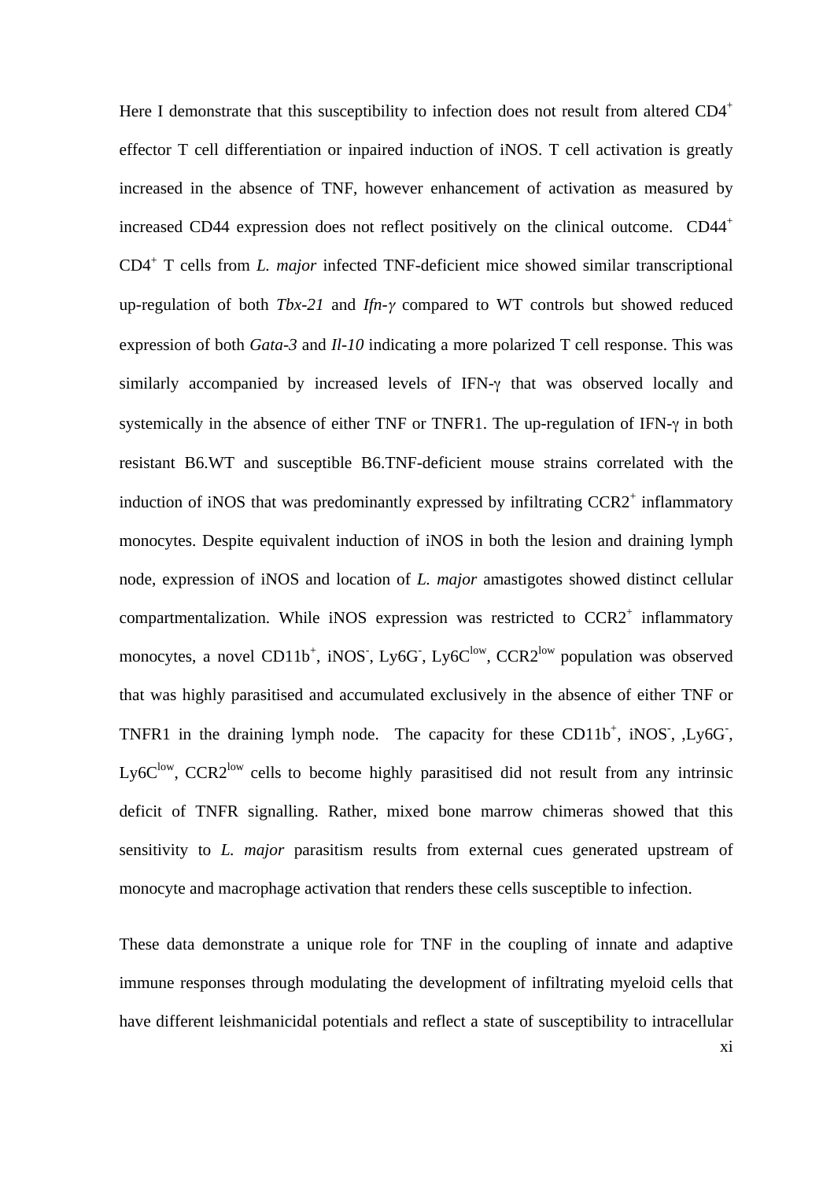Here I demonstrate that this susceptibility to infection does not result from altered CD4$^+$ effector T cell differentiation or inpaired induction of iNOS. T cell activation is greatly increased in the absence of TNF, however enhancement of activation as measured by increased CD44 expression does not reflect positively on the clinical outcome. CD44$^+$ CD4$^+$ T cells from *L. major* infected TNF-deficient mice showed similar transcriptional up-regulation of both *Tbx-21* and *Ifn-γ* compared to WT controls but showed reduced expression of both *Gata-3* and *Il-10* indicating a more polarized T cell response. This was similarly accompanied by increased levels of IFN-γ that was observed locally and systemically in the absence of either TNF or TNFR1. The up-regulation of IFN-γ in both resistant B6.WT and susceptible B6.TNF-deficient mouse strains correlated with the induction of iNOS that was predominantly expressed by infiltrating CCR2$^+$ inflammatory monocytes. Despite equivalent induction of iNOS in both the lesion and draining lymph node, expression of iNOS and location of *L. major* amastigotes showed distinct cellular compartmentalization. While iNOS expression was restricted to CCR2$^+$ inflammatory monocytes, a novel CD11b$^+$, iNOS$^-$, Ly6G$^-$, Ly6C$^{low}$, CCR2$^{low}$ population was observed that was highly parasitised and accumulated exclusively in the absence of either TNF or TNFR1 in the draining lymph node. The capacity for these CD11b$^+$, iNOS$^-$, ,Ly6G$^-$, Ly6C$^{low}$, CCR2$^{low}$ cells to become highly parasitised did not result from any intrinsic deficit of TNFR signalling. Rather, mixed bone marrow chimeras showed that this sensitivity to *L. major* parasitism results from external cues generated upstream of monocyte and macrophage activation that renders these cells susceptible to infection.

These data demonstrate a unique role for TNF in the coupling of innate and adaptive immune responses through modulating the development of infiltrating myeloid cells that have different leishmanicidal potentials and reflect a state of susceptibility to intracellular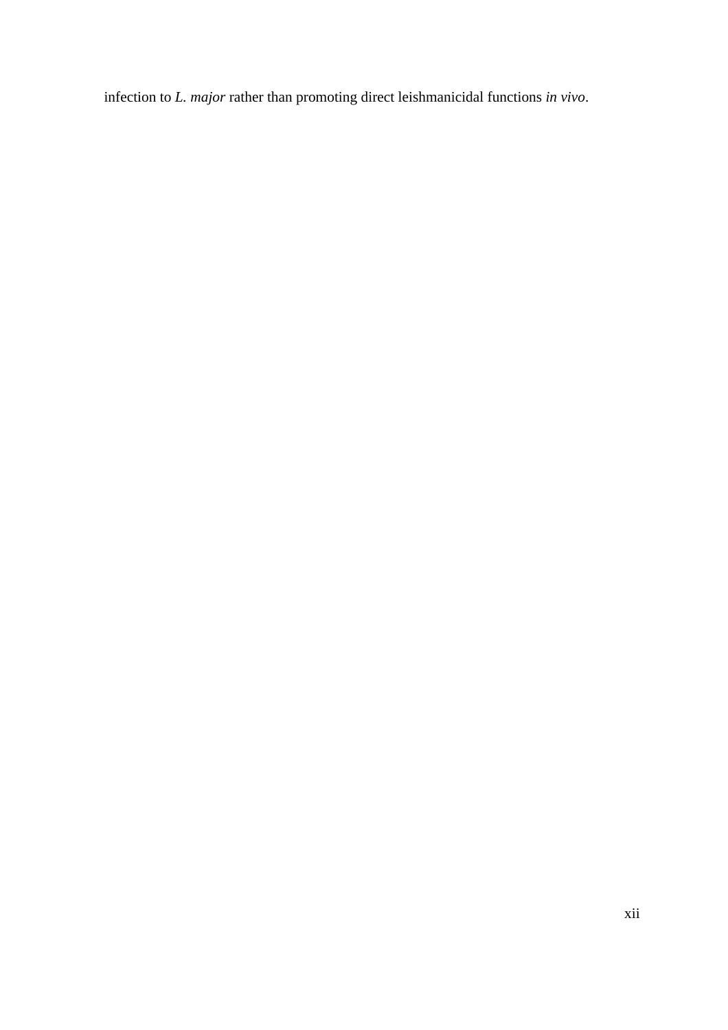infection to *L. major* rather than promoting direct leishmanicidal functions *in vivo*.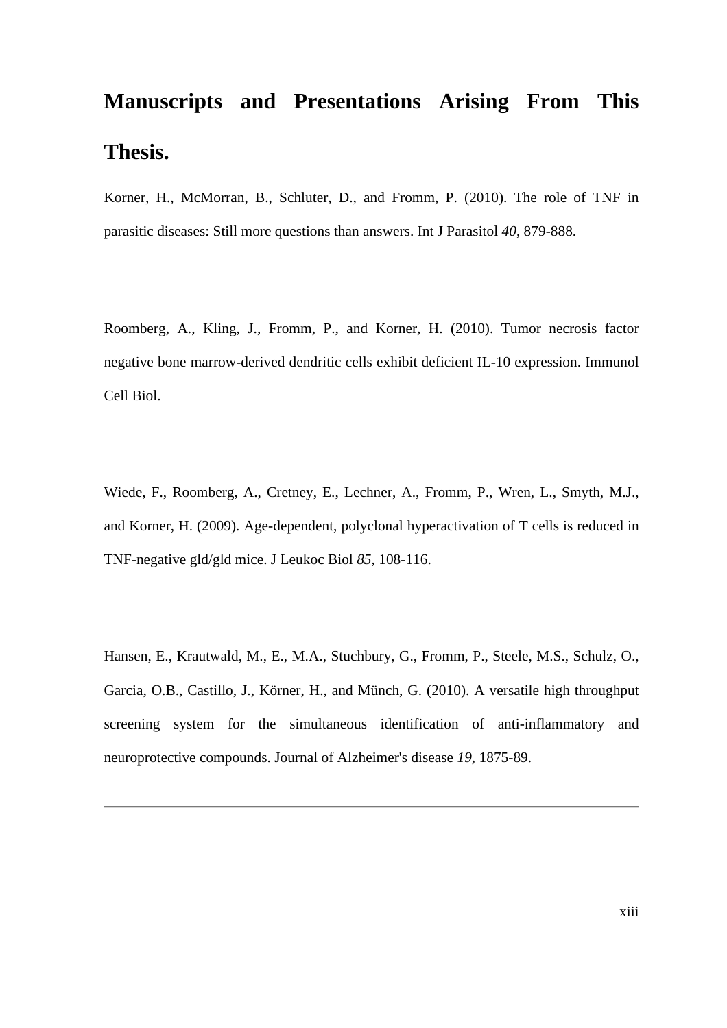# Manuscripts and Presentations Arising From This Thesis.

Korner, H., McMorran, B., Schluter, D., and Fromm, P. (2010). The role of TNF in parasitic diseases: Still more questions than answers. Int J Parasitol *40*, 879-888.

Roomberg, A., Kling, J., Fromm, P., and Korner, H. (2010). Tumor necrosis factor negative bone marrow-derived dendritic cells exhibit deficient IL-10 expression. Immunol Cell Biol.

Wiede, F., Roomberg, A., Cretney, E., Lechner, A., Fromm, P., Wren, L., Smyth, M.J., and Korner, H. (2009). Age-dependent, polyclonal hyperactivation of T cells is reduced in TNF-negative gld/gld mice. J Leukoc Biol *85*, 108-116.

Hansen, E., Krautwald, M., E., M.A., Stuchbury, G., Fromm, P., Steele, M.S., Schulz, O., Garcia, O.B., Castillo, J., Körner, H., and Münch, G. (2010). A versatile high throughput screening system for the simultaneous identification of anti-inflammatory and neuroprotective compounds. Journal of Alzheimer's disease *19*, 1875-89.

---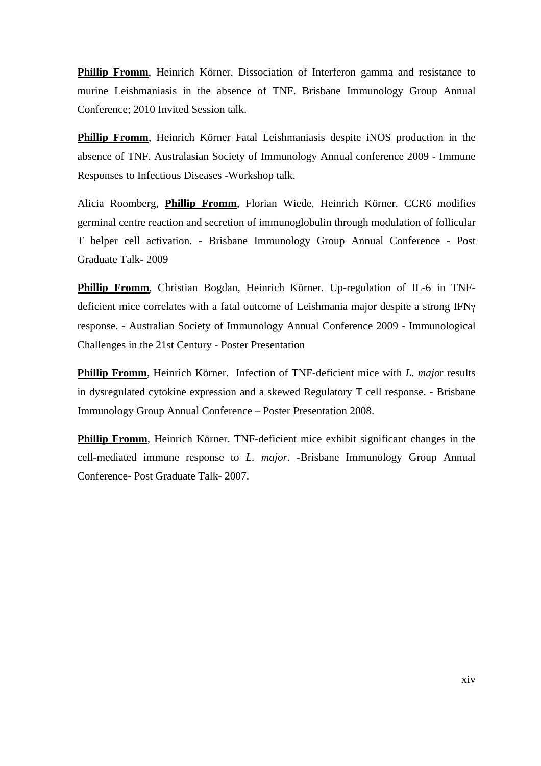**Phillip Fromm**, Heinrich Körner. Dissociation of Interferon gamma and resistance to murine Leishmaniasis in the absence of TNF. Brisbane Immunology Group Annual Conference; 2010 Invited Session talk.

**Phillip Fromm**, Heinrich Körner Fatal Leishmaniasis despite iNOS production in the absence of TNF. Australasian Society of Immunology Annual conference 2009 - Immune Responses to Infectious Diseases -Workshop talk.

Alicia Roomberg, **Phillip Fromm**, Florian Wiede, Heinrich Körner. CCR6 modifies germinal centre reaction and secretion of immunoglobulin through modulation of follicular T helper cell activation. - Brisbane Immunology Group Annual Conference - Post Graduate Talk- 2009

**Phillip Fromm**, Christian Bogdan, Heinrich Körner. Up-regulation of IL-6 in TNF-deficient mice correlates with a fatal outcome of Leishmania major despite a strong IFNγ response. - Australian Society of Immunology Annual Conference 2009 - Immunological Challenges in the 21st Century - Poster Presentation

**Phillip Fromm**, Heinrich Körner. Infection of TNF-deficient mice with *L. majo*r results in dysregulated cytokine expression and a skewed Regulatory T cell response. - Brisbane Immunology Group Annual Conference – Poster Presentation 2008.

**Phillip Fromm**, Heinrich Körner. TNF-deficient mice exhibit significant changes in the cell-mediated immune response to *L. major.* -Brisbane Immunology Group Annual Conference- Post Graduate Talk- 2007.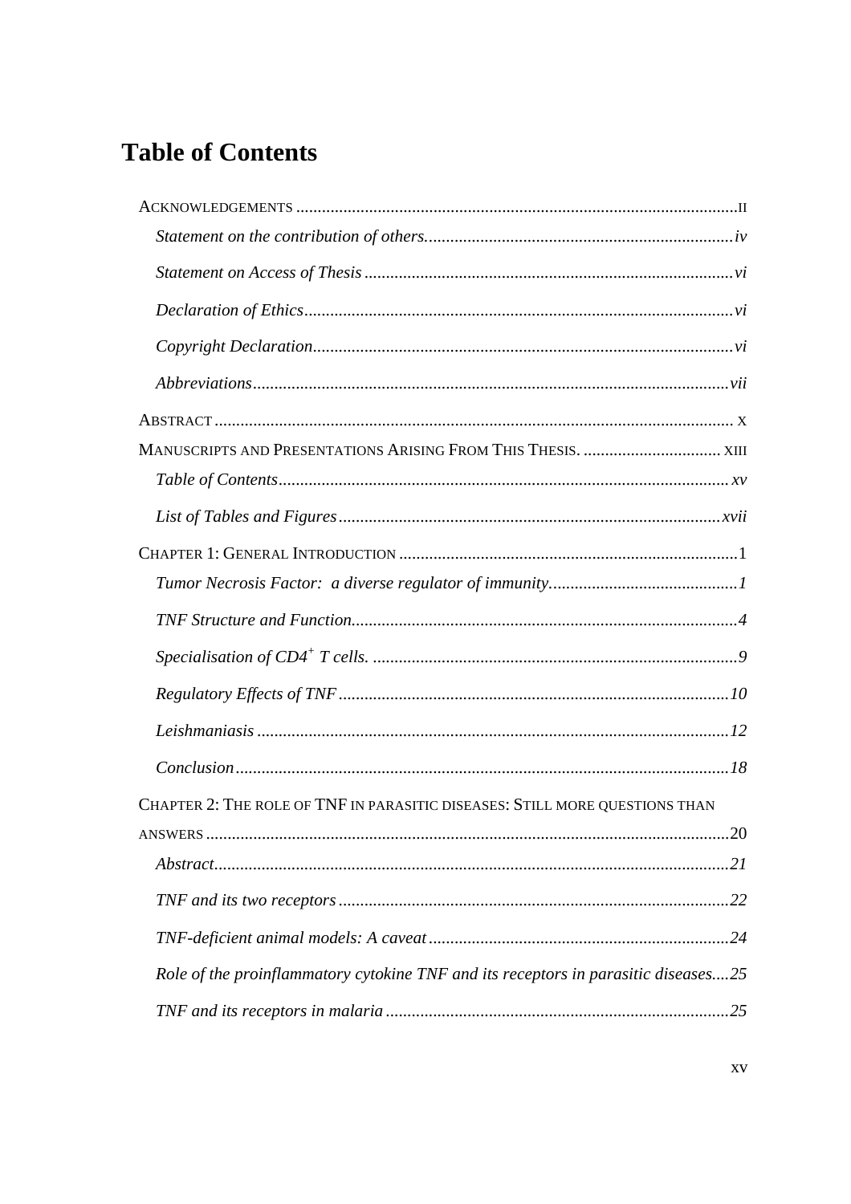# Table of Contents

ACKNOWLEDGEMENTS .......................................................................................................II

*Statement on the contribution of others........................................................................iv*

*Statement on Access of Thesis .......................................................................................vi*

*Declaration of Ethics.......................................................................................................vi*

*Copyright Declaration.....................................................................................................vi*

*Abbreviations.................................................................................................................vii*

ABSTRACT ........................................................................................................................ X

MANUSCRIPTS AND PRESENTATIONS ARISING FROM THIS THESIS. ................................ XIII

*Table of Contents...........................................................................................................xv*

*List of Tables and Figures.............................................................................................xvii*

CHAPTER 1: GENERAL INTRODUCTION ..............................................................................1

*Tumor Necrosis Factor: a diverse regulator of immunity............................................1*

*TNF Structure and Function..........................................................................................4*

*Specialisation of CD4$^+$ T cells. ......................................................................................9*

*Regulatory Effects of TNF ............................................................................................10*

*Leishmaniasis ................................................................................................................12*

*Conclusion......................................................................................................................18*

CHAPTER 2: THE ROLE OF TNF IN PARASITIC DISEASES: STILL MORE QUESTIONS THAN ANSWERS ........................................................................................................................20

*Abstract..........................................................................................................................21*

*TNF and its two receptors ............................................................................................22*

*TNF-deficient animal models: A caveat .......................................................................24*

*Role of the proinflammatory cytokine TNF and its receptors in parasitic diseases....25*

*TNF and its receptors in malaria .................................................................................25*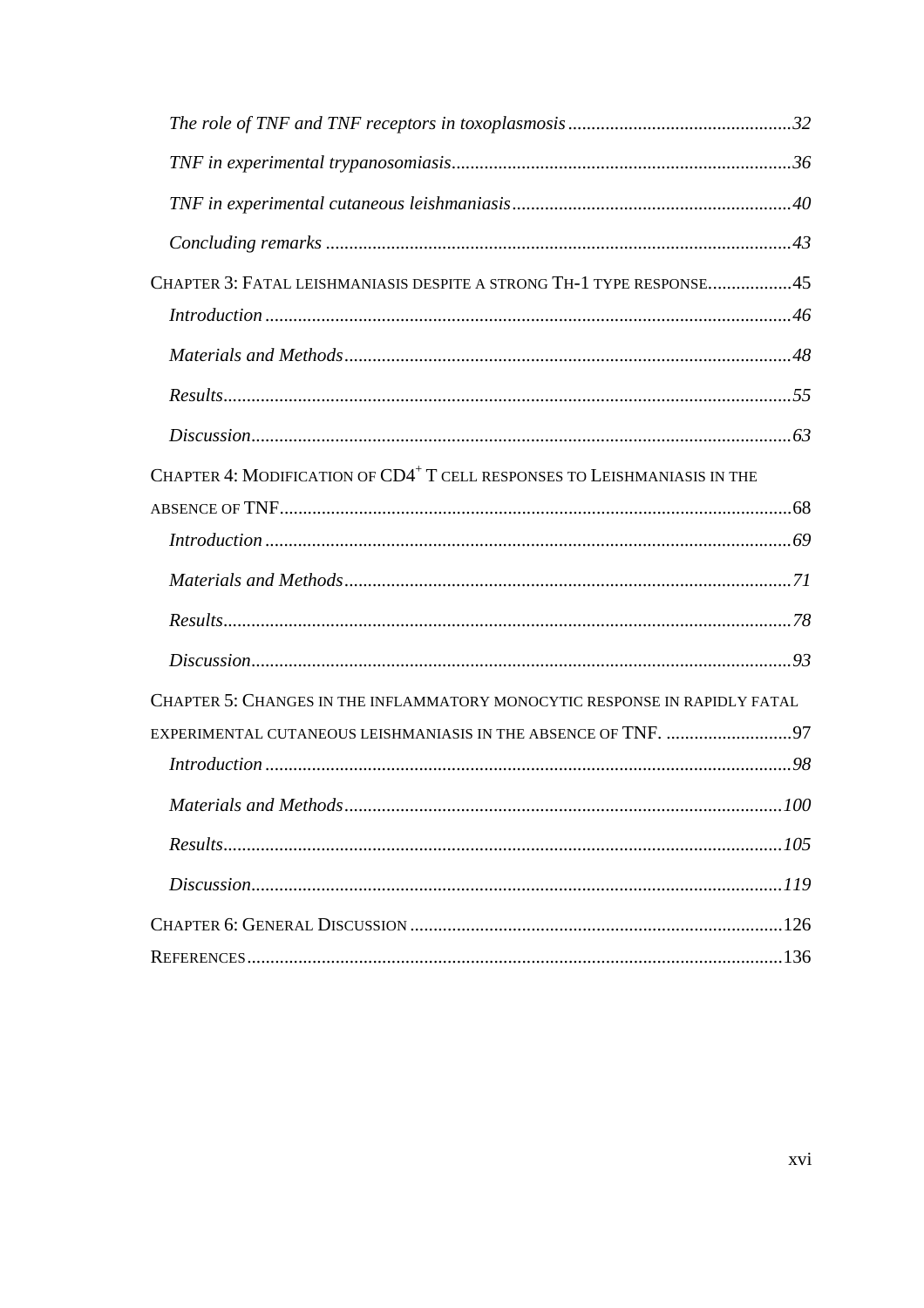*The role of TNF and TNF receptors in toxoplasmosis* ................................................ 32

*TNF in experimental trypanosomiasis* ........................................................................ 36

*TNF in experimental cutaneous leishmaniasis* ........................................................... 40

*Concluding remarks* ................................................................................................... 43

CHAPTER 3: FATAL LEISHMANIASIS DESPITE A STRONG TH-1 TYPE RESPONSE .................. 45

*Introduction* ................................................................................................................ 46

*Materials and Methods* ............................................................................................... 48

*Results* ......................................................................................................................... 55

*Discussion* ................................................................................................................... 63

CHAPTER 4: MODIFICATION OF $CD4^+$ T CELL RESPONSES TO LEISHMANIASIS IN THE ABSENCE OF TNF ............................................................................................................. 68

*Introduction* ................................................................................................................ 69

*Materials and Methods* ............................................................................................... 71

*Results* ......................................................................................................................... 78

*Discussion* ................................................................................................................... 93

CHAPTER 5: CHANGES IN THE INFLAMMATORY MONOCYTIC RESPONSE IN RAPIDLY FATAL EXPERIMENTAL CUTANEOUS LEISHMANIASIS IN THE ABSENCE OF TNF. ........................... 97

*Introduction* ................................................................................................................ 98

*Materials and Methods* ............................................................................................. 100

*Results* ....................................................................................................................... 105

*Discussion* ................................................................................................................. 119

CHAPTER 6: GENERAL DISCUSSION ............................................................................... 126

REFERENCES .................................................................................................................. 136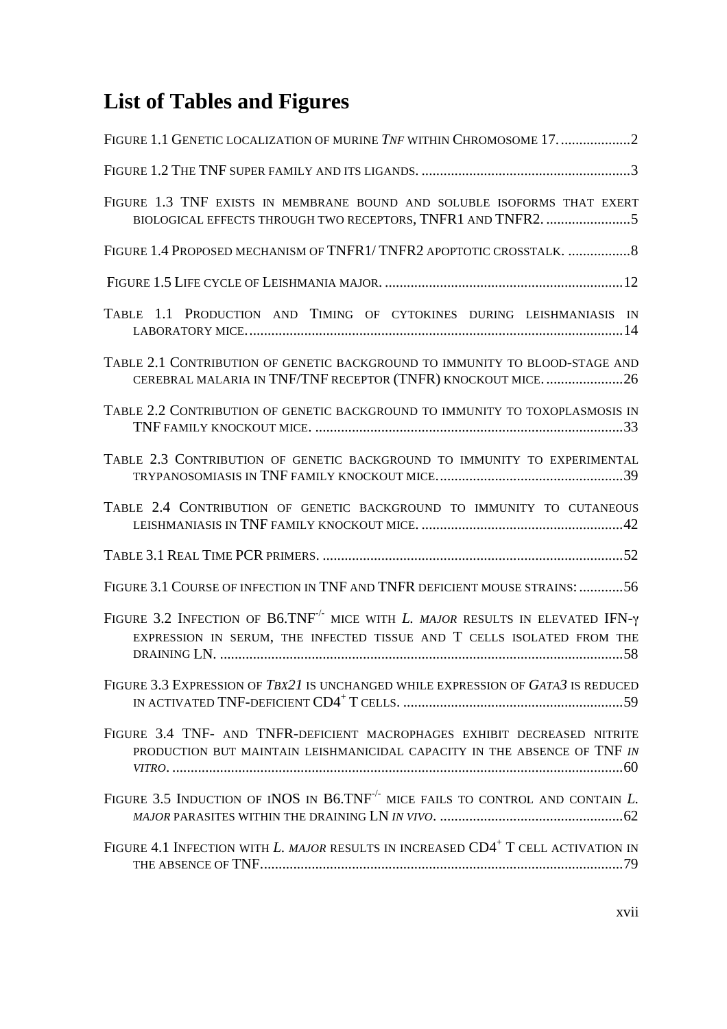# List of Tables and Figures

Figure 1.1 Genetic localization of murine *Tnf* within Chromosome 17. ...................2

Figure 1.2 The TNF super family and its ligands. .........................................................3

Figure 1.3 TNF exists in membrane bound and soluble isoforms that exert biological effects through two receptors, TNFR1 and TNFR2. .......................5

Figure 1.4 Proposed mechanism of TNFR1/ TNFR2 apoptotic crosstalk. .................8

Figure 1.5 Life cycle of Leishmania major. ................................................................12

Table 1.1 Production and Timing of cytokines during leishmaniasis in laboratory mice. .....................................................................................................14

Table 2.1 Contribution of genetic background to immunity to blood-stage and cerebral malaria in TNF/TNF receptor (TNFR) knockout mice. .....................26

Table 2.2 Contribution of genetic background to immunity to toxoplasmosis in TNF family knockout mice. ....................................................................................33

Table 2.3 Contribution of genetic background to immunity to experimental trypanosomiasis in TNF family knockout mice. ..................................................39

Table 2.4 Contribution of genetic background to immunity to cutaneous leishmaniasis in TNF family knockout mice. .......................................................42

Table 3.1 Real Time PCR primers. .................................................................................52

Figure 3.1 Course of infection in TNF and TNFR deficient mouse strains: ............56

Figure 3.2 Infection of B6.TNF$^{-/-}$ mice with *L. major* results in elevated IFN-γ expression in serum, the infected tissue and T cells isolated from the draining LN. ............................................................................................................58

Figure 3.3 Expression of *Tbx21* is unchanged while expression of *Gata3* is reduced in activated TNF-deficient CD4$^{+}$ T cells. ............................................................59

Figure 3.4 TNF- and TNFR-deficient macrophages exhibit decreased nitrite production but maintain leishmanicidal capacity in the absence of TNF *in vitro*. .........................................................................................................................60

Figure 3.5 Induction of iNOS in B6.TNF$^{-/-}$ mice fails to control and contain *L. major* parasites within the draining LN *in vivo*. .................................................62

Figure 4.1 Infection with *L. major* results in increased CD4$^{+}$ T cell activation in the absence of TNF. ..................................................................................................79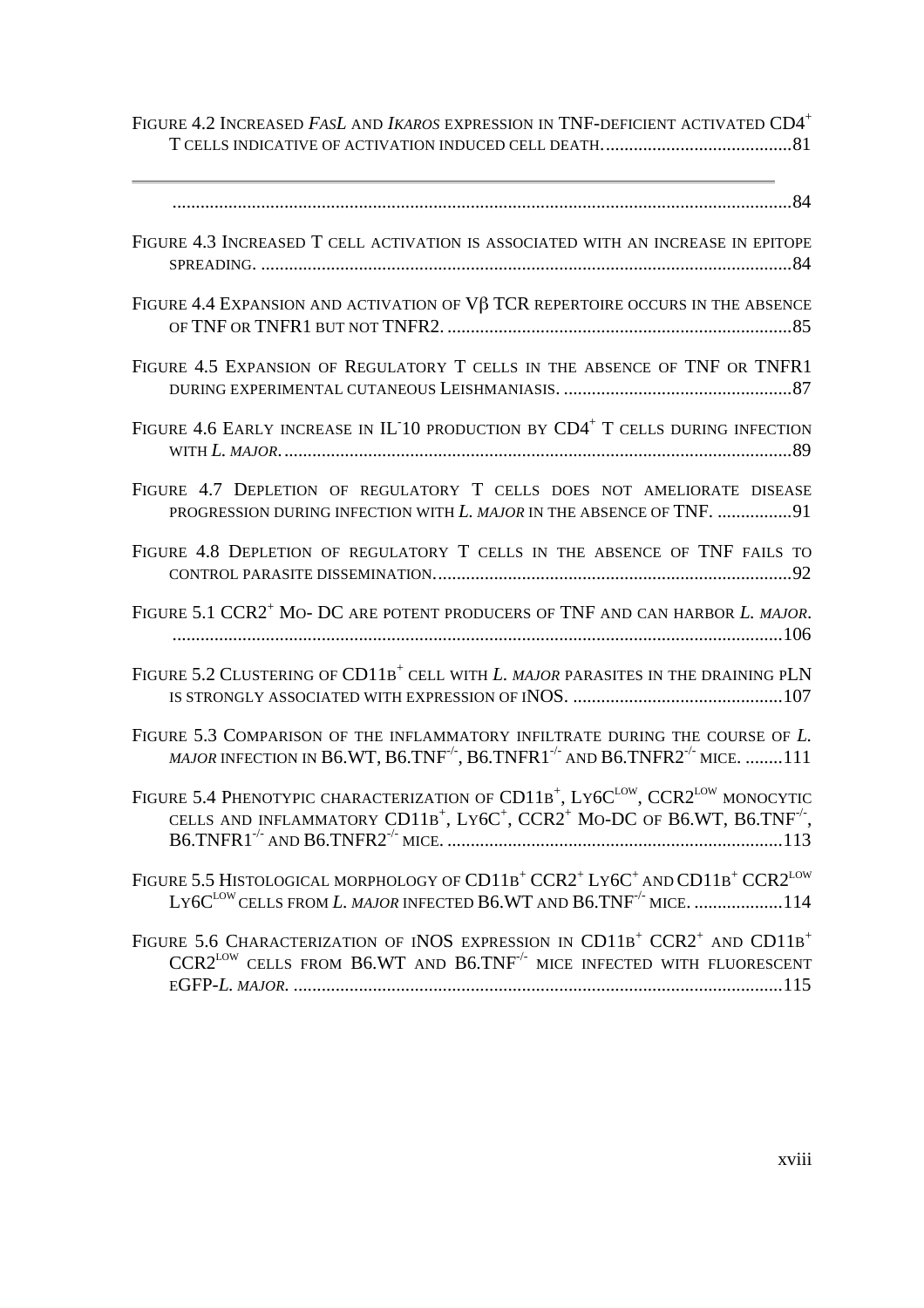Figure 4.2 Increased *FasL* and *Ikaros* expression in TNF-deficient activated $CD4^+$ T cells indicative of activation induced cell death. ........................................81

---

.....................................................................................................................................84

Figure 4.3 Increased T cell activation is associated with an increase in epitope spreading. ....................................................................................................................84

Figure 4.4 Expansion and activation of Vβ TCR repertoire occurs in the absence of TNF or TNFR1 but not TNFR2. .........................................................................85

Figure 4.5 Expansion of Regulatory T cells in the absence of TNF or TNFR1 during experimental cutaneous Leishmaniasis. .................................................87

Figure 4.6 Early increase in IL-10 production by $CD4^+$ T cells during infection with *L. major*. ...........................................................................................................89

Figure 4.7 Depletion of regulatory T cells does not ameliorate disease progression during infection with *L. major* in the absence of TNF. ................91

Figure 4.8 Depletion of regulatory T cells in the absence of TNF fails to control parasite dissemination. ..........................................................................92

Figure 5.1 $CCR2^+$ Mo- DC are potent producers of TNF and can harbor *L. major*. .....................................................................................................................................106

Figure 5.2 Clustering of $CD11b^+$ cell with *L. major* parasites in the draining pLN is strongly associated with expression of iNOS. .............................................107

Figure 5.3 Comparison of the inflammatory infiltrate during the course of *L. major* infection in B6.WT, B6.$TNF^{-/-}$, B6.$TNFR1^{-/-}$ and B6.$TNFR2^{-/-}$ mice. ........111

Figure 5.4 Phenotypic characterization of $CD11b^+$, $Ly6C^{low}$, $CCR2^{low}$ monocytic cells and inflammatory $CD11b^+$, $Ly6C^+$, $CCR2^+$ Mo-DC of B6.WT, B6.$TNF^{-/-}$, B6.$TNFR1^{-/-}$ and B6.$TNFR2^{-/-}$ mice. .......................................................................113

Figure 5.5 Histological morphology of $CD11b^+$ $CCR2^+$ $Ly6C^+$ and $CD11b^+$ $CCR2^{low}$ $Ly6C^{low}$ cells from *L. major* infected B6.WT and B6.$TNF^{-/-}$ mice. ...................114

Figure 5.6 Characterization of iNOS expression in $CD11b^+$ $CCR2^+$ and $CD11b^+$ $CCR2^{low}$ cells from B6.WT and B6.$TNF^{-/-}$ mice infected with fluorescent eGFP-*L. major*. .........................................................................................................115